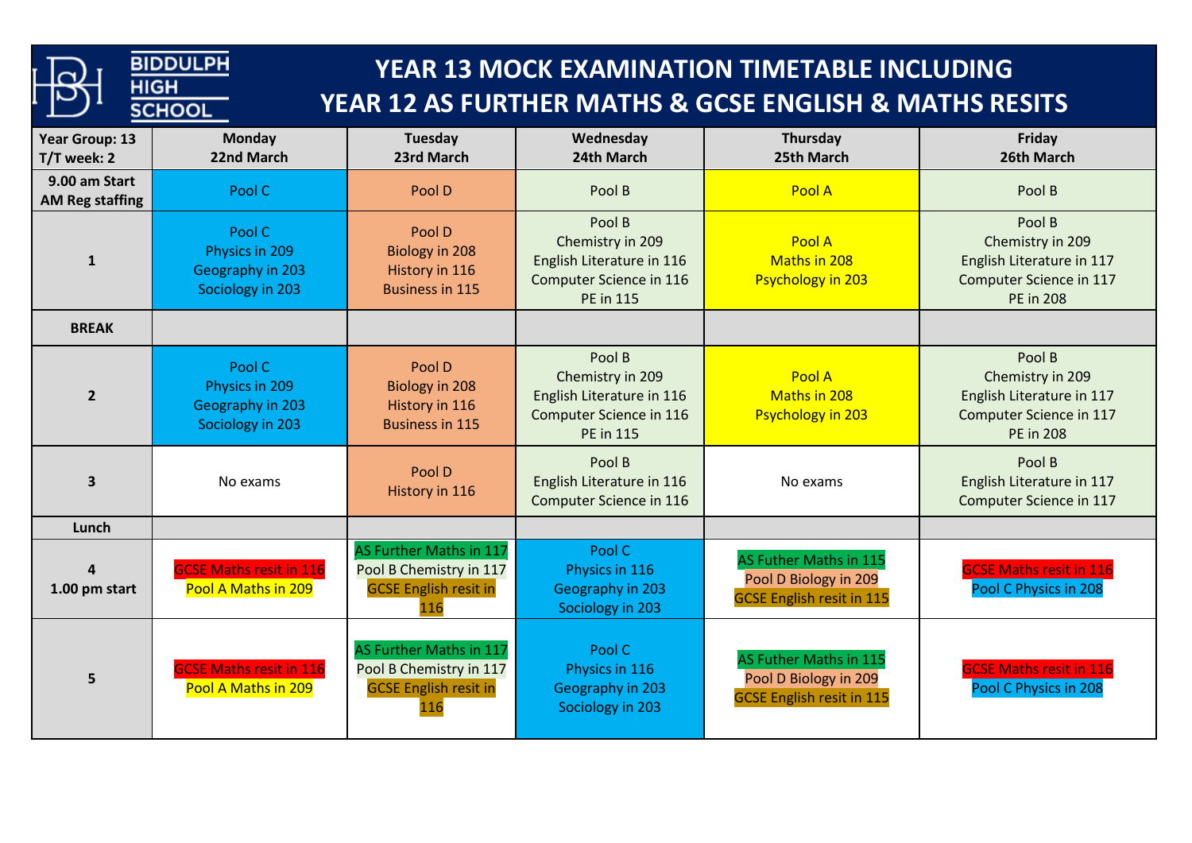# BIDDULPH HIGH SCHOOL

# YEAR 13 MOCK EXAMINATION TIMETABLE INCLUDING YEAR 12 AS FURTHER MATHS & GCSE ENGLISH & MATHS RESITS

| Year Group: 13<br>T/T week: 2 | Monday<br>22nd March | Tuesday<br>23rd March | Wednesday<br>24th March | Thursday<br>25th March | Friday<br>26th March |
|---|---|---|---|---|---|
| **9.00 am Start AM Reg staffing** | Pool C | Pool D | Pool B | Pool A | Pool B |
| **1** | Pool C<br>Physics in 209<br>Geography in 203<br>Sociology in 203 | Pool D<br>Biology in 208<br>History in 116<br>Business in 115 | Pool B<br>Chemistry in 209<br>English Literature in 116<br>Computer Science in 116<br>PE in 115 | Pool A<br>Maths in 208<br>Psychology in 203 | Pool B<br>Chemistry in 209<br>English Literature in 117<br>Computer Science in 117<br>PE in 208 |
| **BREAK** | | | | | |
| **2** | Pool C<br>Physics in 209<br>Geography in 203<br>Sociology in 203 | Pool D<br>Biology in 208<br>History in 116<br>Business in 115 | Pool B<br>Chemistry in 209<br>English Literature in 116<br>Computer Science in 116<br>PE in 115 | Pool A<br>Maths in 208<br>Psychology in 203 | Pool B<br>Chemistry in 209<br>English Literature in 117<br>Computer Science in 117<br>PE in 208 |
| **3** | No exams | Pool D<br>History in 116 | Pool B<br>English Literature in 116<br>Computer Science in 116 | No exams | Pool B<br>English Literature in 117<br>Computer Science in 117 |
| **Lunch** | | | | | |
| **4<br>1.00 pm start** | GCSE Maths resit in 116<br>Pool A Maths in 209 | AS Further Maths in 117<br>Pool B Chemistry in 117<br>GCSE English resit in 116 | Pool C<br>Physics in 116<br>Geography in 203<br>Sociology in 203 | AS Futher Maths in 115<br>Pool D Biology in 209<br>GCSE English resit in 115 | GCSE Maths resit in 116<br>Pool C Physics in 208 |
| **5** | GCSE Maths resit in 116<br>Pool A Maths in 209 | AS Further Maths in 117<br>Pool B Chemistry in 117<br>GCSE English resit in 116 | Pool C<br>Physics in 116<br>Geography in 203<br>Sociology in 203 | AS Futher Maths in 115<br>Pool D Biology in 209<br>GCSE English resit in 115 | GCSE Maths resit in 116<br>Pool C Physics in 208 |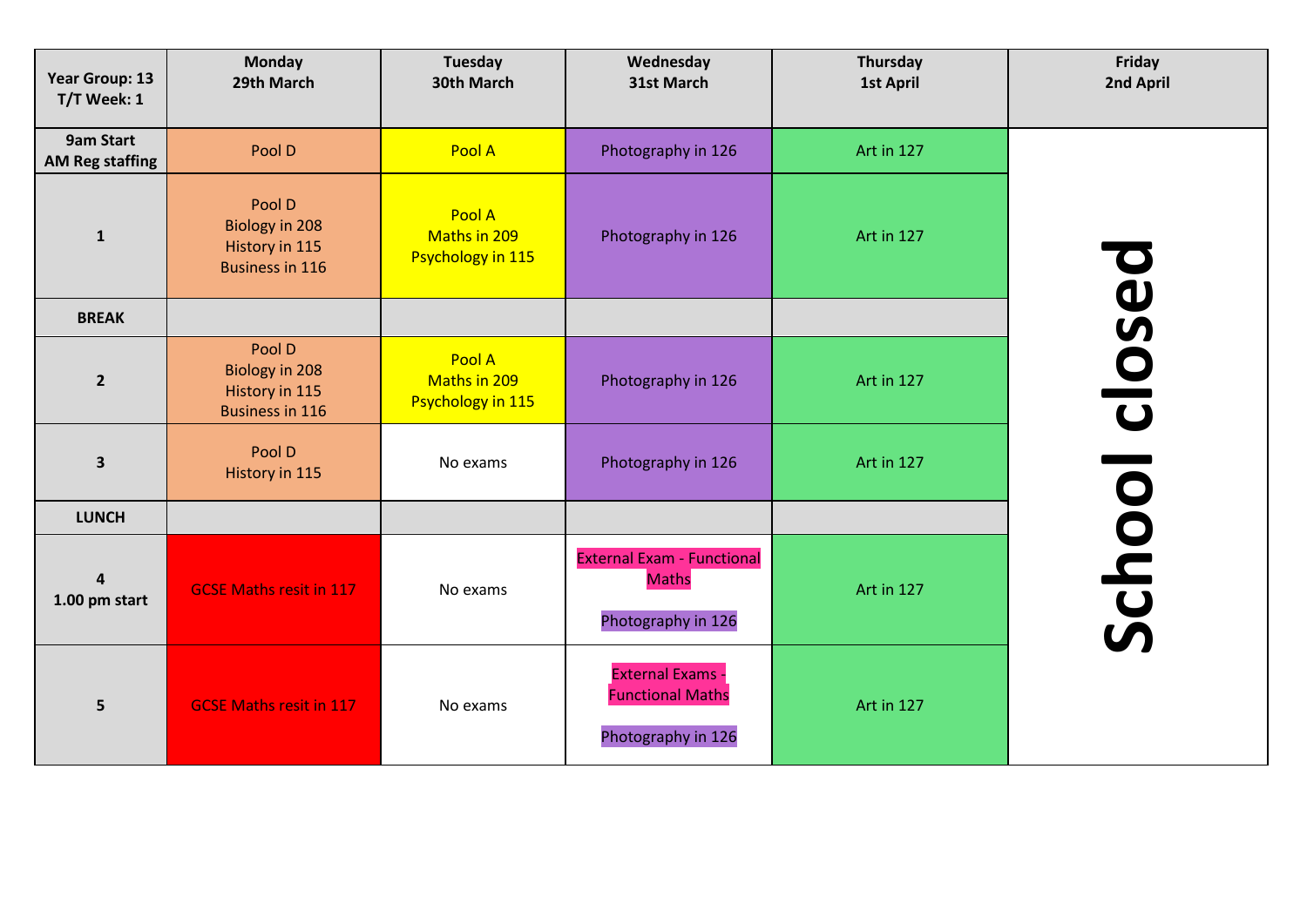| Year Group: 13 T/T Week: 1 | Monday 29th March | Tuesday 30th March | Wednesday 31st March | Thursday 1st April | Friday 2nd April |
|---|---|---|---|---|---|
| 9am Start AM Reg staffing | Pool D | Pool A | Photography in 126 | Art in 127 | School closed |
| 1 | Pool D Biology in 208 History in 115 Business in 116 | Pool A Maths in 209 Psychology in 115 | Photography in 126 | Art in 127 | |
| BREAK | | | | | |
| 2 | Pool D Biology in 208 History in 115 Business in 116 | Pool A Maths in 209 Psychology in 115 | Photography in 126 | Art in 127 | |
| 3 | Pool D History in 115 | No exams | Photography in 126 | Art in 127 | |
| LUNCH | | | | | |
| 4 1.00 pm start | GCSE Maths resit in 117 | No exams | External Exam - Functional Maths Photography in 126 | Art in 127 | |
| 5 | GCSE Maths resit in 117 | No exams | External Exams - Functional Maths Photography in 126 | Art in 127 | |